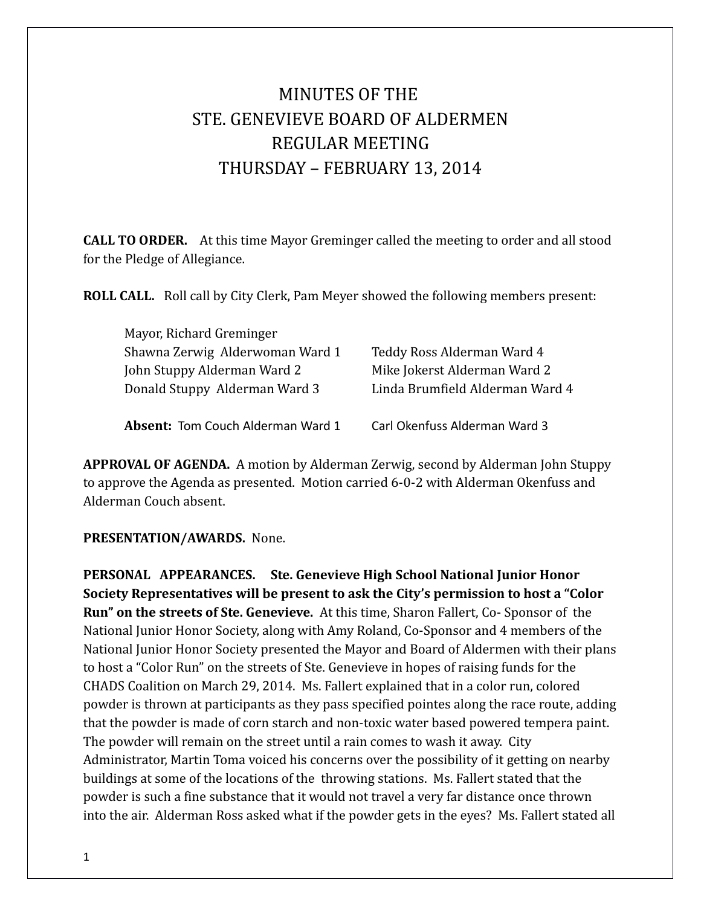# MINUTES OF THE
# STE. GENEVIEVE BOARD OF ALDERMEN
# REGULAR MEETING
# THURSDAY – FEBRUARY 13, 2014

**CALL TO ORDER.** At this time Mayor Greminger called the meeting to order and all stood for the Pledge of Allegiance.

**ROLL CALL.** Roll call by City Clerk, Pam Meyer showed the following members present:

Mayor, Richard Greminger

| | |
|---|---|
| Shawna Zerwig Alderwoman Ward 1 | Teddy Ross Alderman Ward 4 |
| John Stuppy Alderman Ward 2 | Mike Jokerst Alderman Ward 2 |
| Donald Stuppy Alderman Ward 3 | Linda Brumfield Alderman Ward 4 |

**Absent:** Tom Couch Alderman Ward 1 Carl Okenfuss Alderman Ward 3

**APPROVAL OF AGENDA.** A motion by Alderman Zerwig, second by Alderman John Stuppy to approve the Agenda as presented. Motion carried 6-0-2 with Alderman Okenfuss and Alderman Couch absent.

**PRESENTATION/AWARDS.** None.

**PERSONAL APPEARANCES. Ste. Genevieve High School National Junior Honor Society Representatives will be present to ask the City's permission to host a "Color Run" on the streets of Ste. Genevieve.** At this time, Sharon Fallert, Co- Sponsor of the National Junior Honor Society, along with Amy Roland, Co-Sponsor and 4 members of the National Junior Honor Society presented the Mayor and Board of Aldermen with their plans to host a "Color Run" on the streets of Ste. Genevieve in hopes of raising funds for the CHADS Coalition on March 29, 2014. Ms. Fallert explained that in a color run, colored powder is thrown at participants as they pass specified pointes along the race route, adding that the powder is made of corn starch and non-toxic water based powered tempera paint. The powder will remain on the street until a rain comes to wash it away. City Administrator, Martin Toma voiced his concerns over the possibility of it getting on nearby buildings at some of the locations of the throwing stations. Ms. Fallert stated that the powder is such a fine substance that it would not travel a very far distance once thrown into the air. Alderman Ross asked what if the powder gets in the eyes? Ms. Fallert stated all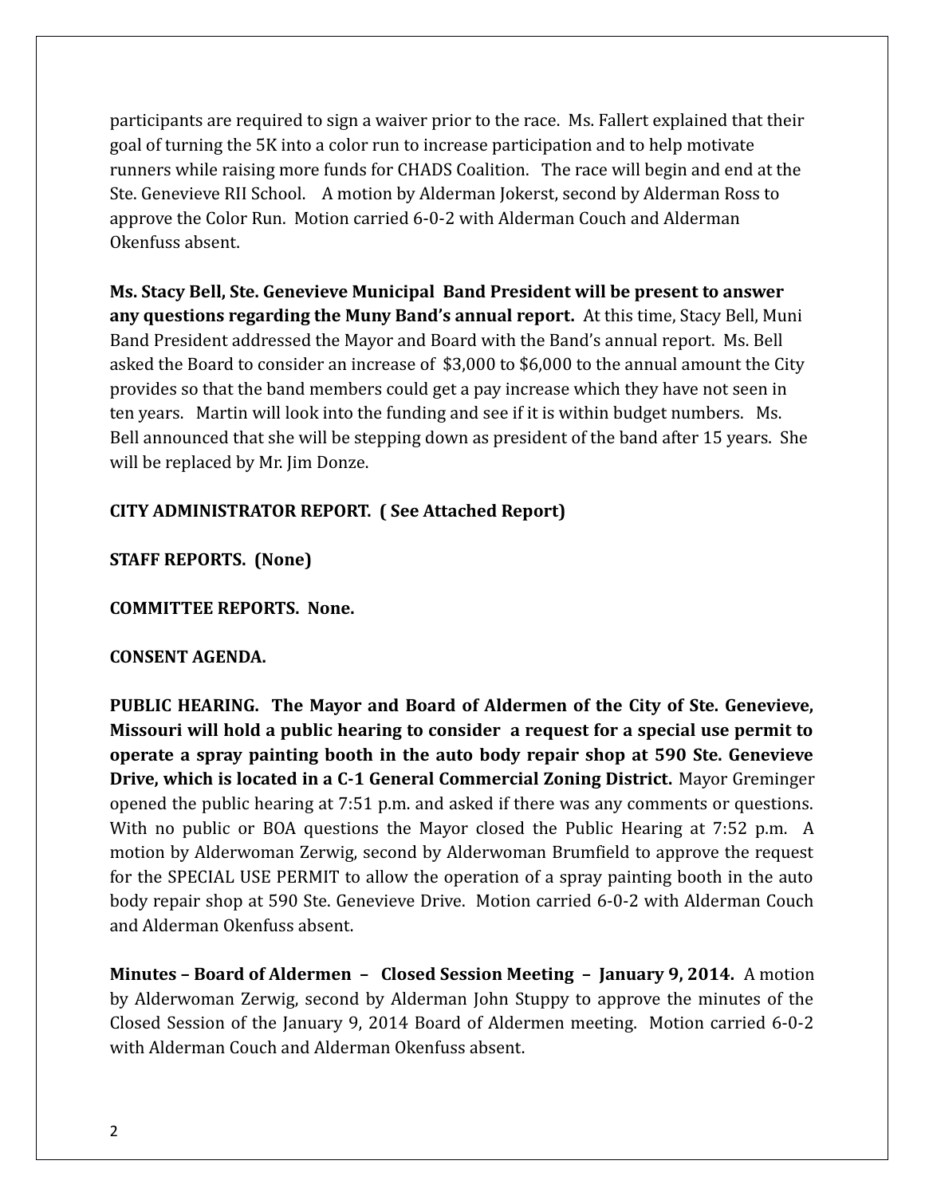participants are required to sign a waiver prior to the race. Ms. Fallert explained that their goal of turning the 5K into a color run to increase participation and to help motivate runners while raising more funds for CHADS Coalition. The race will begin and end at the Ste. Genevieve RII School. A motion by Alderman Jokerst, second by Alderman Ross to approve the Color Run. Motion carried 6-0-2 with Alderman Couch and Alderman Okenfuss absent.

**Ms. Stacy Bell, Ste. Genevieve Municipal Band President will be present to answer any questions regarding the Muny Band's annual report.** At this time, Stacy Bell, Muni Band President addressed the Mayor and Board with the Band's annual report. Ms. Bell asked the Board to consider an increase of $3,000 to $6,000 to the annual amount the City provides so that the band members could get a pay increase which they have not seen in ten years. Martin will look into the funding and see if it is within budget numbers. Ms. Bell announced that she will be stepping down as president of the band after 15 years. She will be replaced by Mr. Jim Donze.

**CITY ADMINISTRATOR REPORT. ( See Attached Report)**

**STAFF REPORTS. (None)**

**COMMITTEE REPORTS. None.**

**CONSENT AGENDA.**

**PUBLIC HEARING. The Mayor and Board of Aldermen of the City of Ste. Genevieve, Missouri will hold a public hearing to consider a request for a special use permit to operate a spray painting booth in the auto body repair shop at 590 Ste. Genevieve Drive, which is located in a C-1 General Commercial Zoning District.** Mayor Greminger opened the public hearing at 7:51 p.m. and asked if there was any comments or questions. With no public or BOA questions the Mayor closed the Public Hearing at 7:52 p.m. A motion by Alderwoman Zerwig, second by Alderwoman Brumfield to approve the request for the SPECIAL USE PERMIT to allow the operation of a spray painting booth in the auto body repair shop at 590 Ste. Genevieve Drive. Motion carried 6-0-2 with Alderman Couch and Alderman Okenfuss absent.

**Minutes – Board of Aldermen – Closed Session Meeting – January 9, 2014.** A motion by Alderwoman Zerwig, second by Alderman John Stuppy to approve the minutes of the Closed Session of the January 9, 2014 Board of Aldermen meeting. Motion carried 6-0-2 with Alderman Couch and Alderman Okenfuss absent.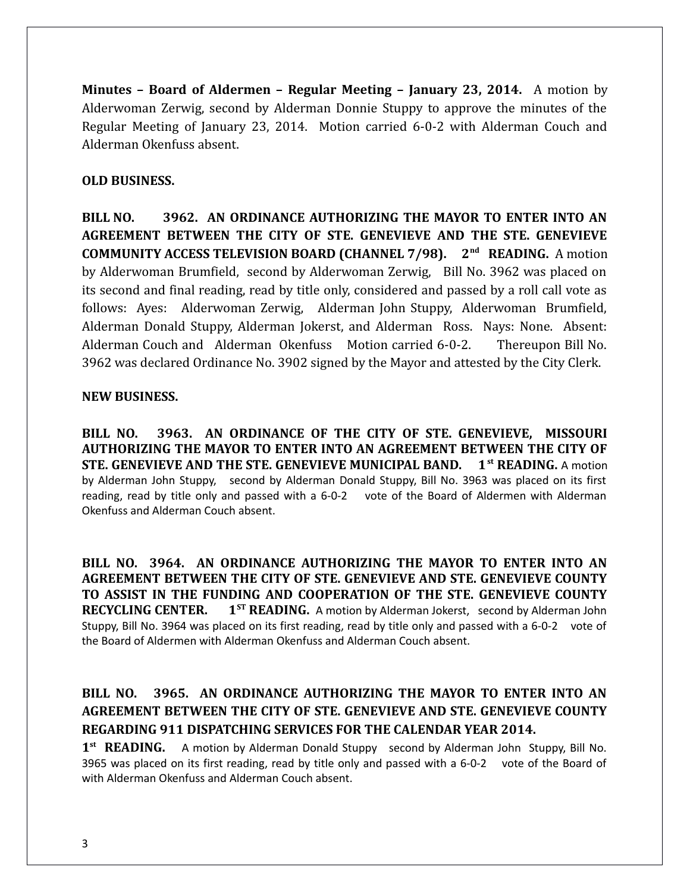**Minutes – Board of Aldermen – Regular Meeting – January 23, 2014.** A motion by Alderwoman Zerwig, second by Alderman Donnie Stuppy to approve the minutes of the Regular Meeting of January 23, 2014. Motion carried 6-0-2 with Alderman Couch and Alderman Okenfuss absent.

**OLD BUSINESS.**

**BILL NO. 3962. AN ORDINANCE AUTHORIZING THE MAYOR TO ENTER INTO AN AGREEMENT BETWEEN THE CITY OF STE. GENEVIEVE AND THE STE. GENEVIEVE COMMUNITY ACCESS TELEVISION BOARD (CHANNEL 7/98). 2nd READING.** A motion by Alderwoman Brumfield, second by Alderwoman Zerwig, Bill No. 3962 was placed on its second and final reading, read by title only, considered and passed by a roll call vote as follows: Ayes: Alderwoman Zerwig, Alderman John Stuppy, Alderwoman Brumfield, Alderman Donald Stuppy, Alderman Jokerst, and Alderman Ross. Nays: None. Absent: Alderman Couch and Alderman Okenfuss Motion carried 6-0-2. Thereupon Bill No. 3962 was declared Ordinance No. 3902 signed by the Mayor and attested by the City Clerk.

**NEW BUSINESS.**

**BILL NO. 3963. AN ORDINANCE OF THE CITY OF STE. GENEVIEVE, MISSOURI AUTHORIZING THE MAYOR TO ENTER INTO AN AGREEMENT BETWEEN THE CITY OF STE. GENEVIEVE AND THE STE. GENEVIEVE MUNICIPAL BAND. 1st READING.** A motion by Alderman John Stuppy, second by Alderman Donald Stuppy, Bill No. 3963 was placed on its first reading, read by title only and passed with a 6-0-2 vote of the Board of Aldermen with Alderman Okenfuss and Alderman Couch absent.

**BILL NO. 3964. AN ORDINANCE AUTHORIZING THE MAYOR TO ENTER INTO AN AGREEMENT BETWEEN THE CITY OF STE. GENEVIEVE AND STE. GENEVIEVE COUNTY TO ASSIST IN THE FUNDING AND COOPERATION OF THE STE. GENEVIEVE COUNTY RECYCLING CENTER. 1ST READING.** A motion by Alderman Jokerst, second by Alderman John Stuppy, Bill No. 3964 was placed on its first reading, read by title only and passed with a 6-0-2 vote of the Board of Aldermen with Alderman Okenfuss and Alderman Couch absent.

**BILL NO. 3965. AN ORDINANCE AUTHORIZING THE MAYOR TO ENTER INTO AN AGREEMENT BETWEEN THE CITY OF STE. GENEVIEVE AND STE. GENEVIEVE COUNTY REGARDING 911 DISPATCHING SERVICES FOR THE CALENDAR YEAR 2014.**

**1st READING.** A motion by Alderman Donald Stuppy second by Alderman John Stuppy, Bill No. 3965 was placed on its first reading, read by title only and passed with a 6-0-2 vote of the Board of with Alderman Okenfuss and Alderman Couch absent.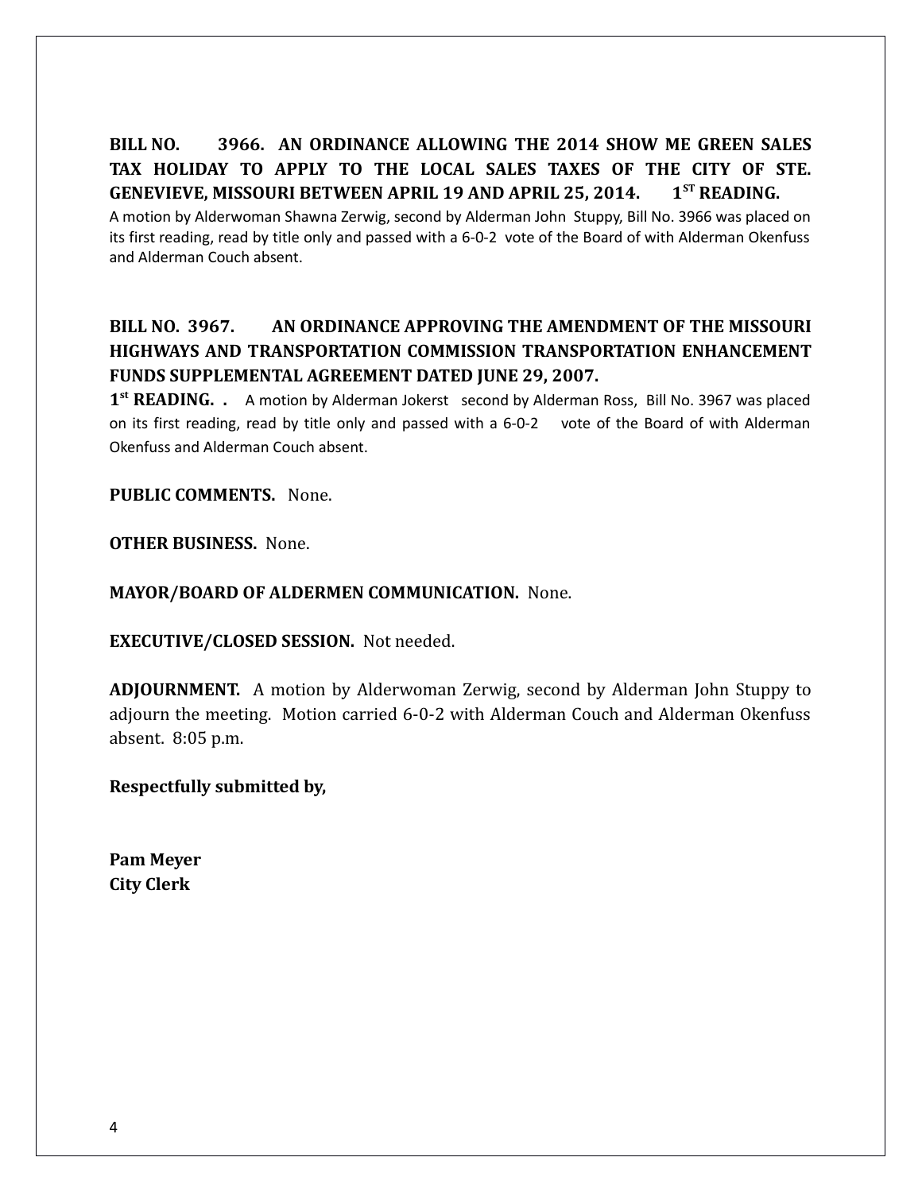**BILL NO. 3966. AN ORDINANCE ALLOWING THE 2014 SHOW ME GREEN SALES TAX HOLIDAY TO APPLY TO THE LOCAL SALES TAXES OF THE CITY OF STE. GENEVIEVE, MISSOURI BETWEEN APRIL 19 AND APRIL 25, 2014. 1ST READING.**

A motion by Alderwoman Shawna Zerwig, second by Alderman John Stuppy, Bill No. 3966 was placed on its first reading, read by title only and passed with a 6-0-2 vote of the Board of with Alderman Okenfuss and Alderman Couch absent.

**BILL NO. 3967. AN ORDINANCE APPROVING THE AMENDMENT OF THE MISSOURI HIGHWAYS AND TRANSPORTATION COMMISSION TRANSPORTATION ENHANCEMENT FUNDS SUPPLEMENTAL AGREEMENT DATED JUNE 29, 2007.**

**1st READING. .** A motion by Alderman Jokerst second by Alderman Ross, Bill No. 3967 was placed on its first reading, read by title only and passed with a 6-0-2 vote of the Board of with Alderman Okenfuss and Alderman Couch absent.

**PUBLIC COMMENTS.** None.

**OTHER BUSINESS.** None.

**MAYOR/BOARD OF ALDERMEN COMMUNICATION.** None.

**EXECUTIVE/CLOSED SESSION.** Not needed.

**ADJOURNMENT.** A motion by Alderwoman Zerwig, second by Alderman John Stuppy to adjourn the meeting. Motion carried 6-0-2 with Alderman Couch and Alderman Okenfuss absent. 8:05 p.m.

**Respectfully submitted by,**

**Pam Meyer**
**City Clerk**